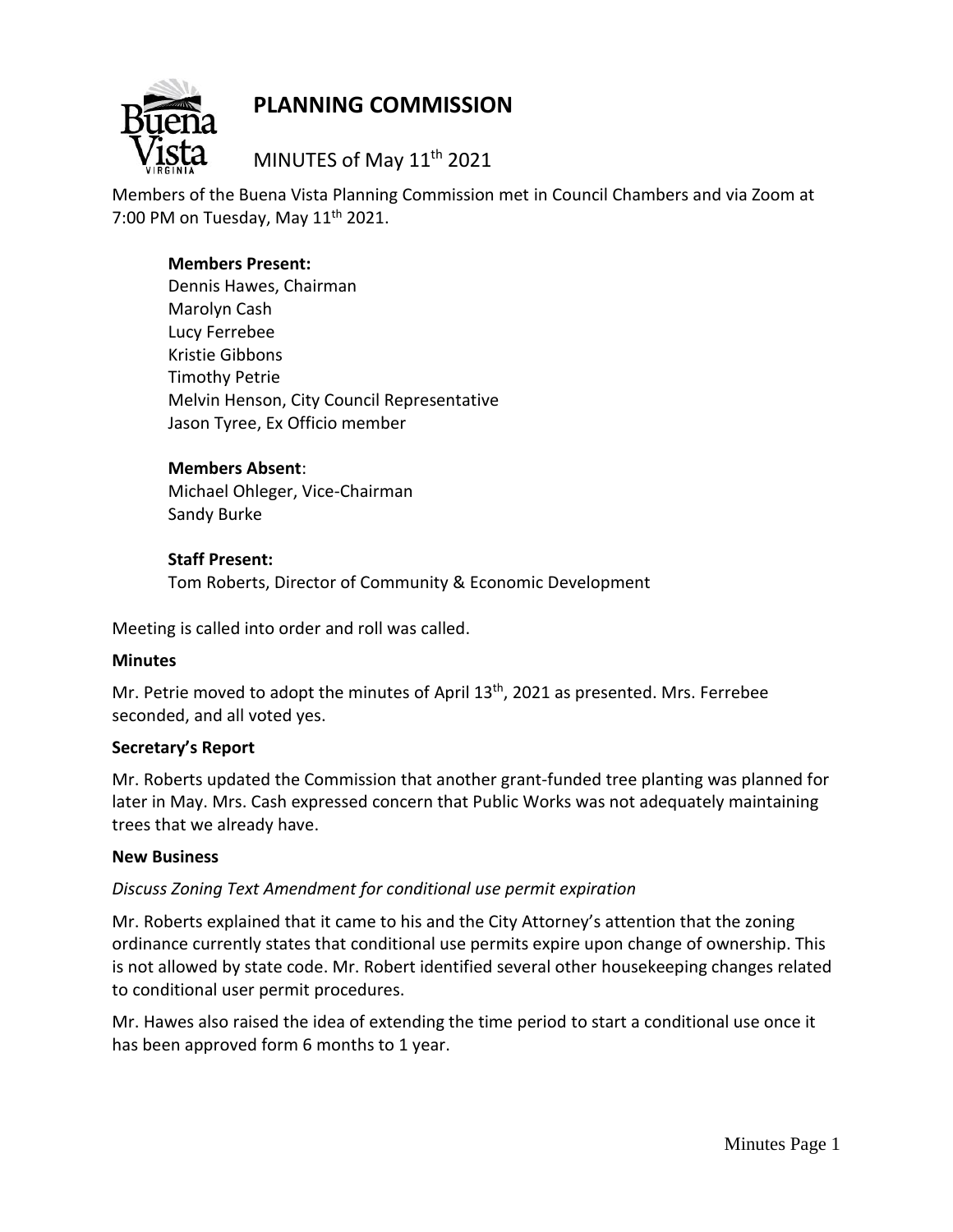# PLANNING COMMISSION

MINUTES of May 11th 2021

Members of the Buena Vista Planning Commission met in Council Chambers and via Zoom at 7:00 PM on Tuesday, May 11th 2021.

**Members Present:**
Dennis Hawes, Chairman
Marolyn Cash
Lucy Ferrebee
Kristie Gibbons
Timothy Petrie
Melvin Henson, City Council Representative
Jason Tyree, Ex Officio member

**Members Absent**:
Michael Ohleger, Vice-Chairman
Sandy Burke

**Staff Present:**
Tom Roberts, Director of Community & Economic Development

Meeting is called into order and roll was called.

**Minutes**

Mr. Petrie moved to adopt the minutes of April 13th, 2021 as presented. Mrs. Ferrebee seconded, and all voted yes.

**Secretary's Report**

Mr. Roberts updated the Commission that another grant-funded tree planting was planned for later in May. Mrs. Cash expressed concern that Public Works was not adequately maintaining trees that we already have.

**New Business**

*Discuss Zoning Text Amendment for conditional use permit expiration*

Mr. Roberts explained that it came to his and the City Attorney's attention that the zoning ordinance currently states that conditional use permits expire upon change of ownership. This is not allowed by state code. Mr. Robert identified several other housekeeping changes related to conditional user permit procedures.

Mr. Hawes also raised the idea of extending the time period to start a conditional use once it has been approved form 6 months to 1 year.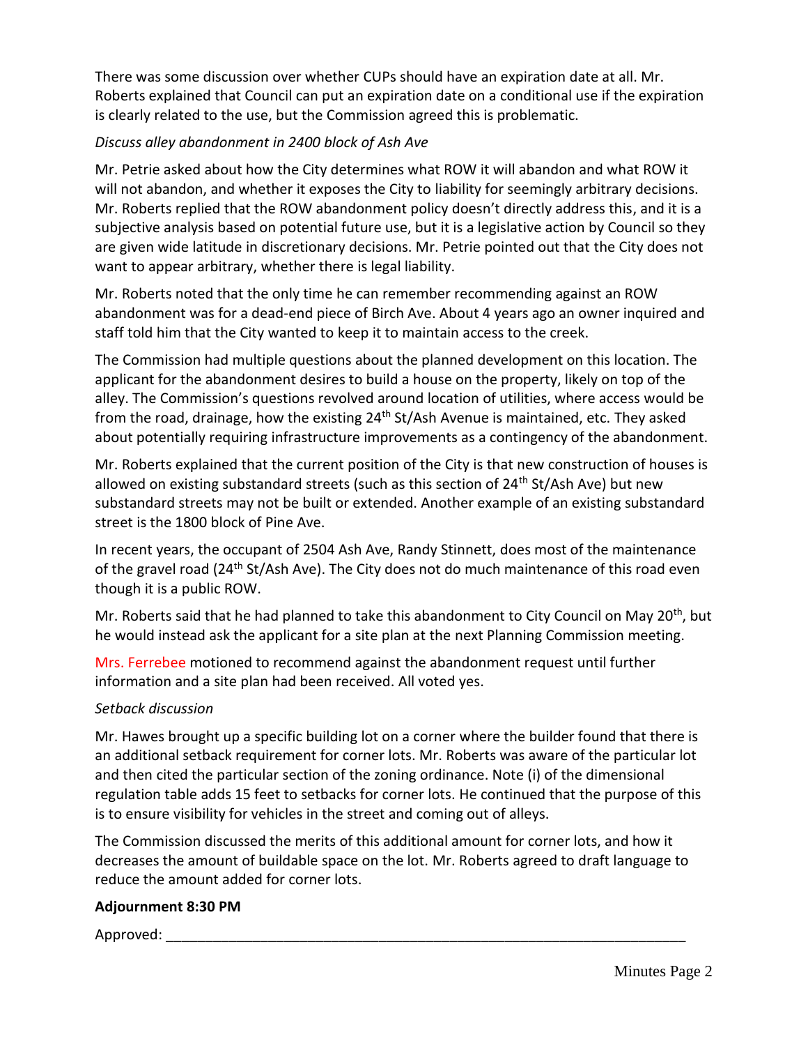There was some discussion over whether CUPs should have an expiration date at all. Mr. Roberts explained that Council can put an expiration date on a conditional use if the expiration is clearly related to the use, but the Commission agreed this is problematic.

*Discuss alley abandonment in 2400 block of Ash Ave*

Mr. Petrie asked about how the City determines what ROW it will abandon and what ROW it will not abandon, and whether it exposes the City to liability for seemingly arbitrary decisions. Mr. Roberts replied that the ROW abandonment policy doesn't directly address this, and it is a subjective analysis based on potential future use, but it is a legislative action by Council so they are given wide latitude in discretionary decisions. Mr. Petrie pointed out that the City does not want to appear arbitrary, whether there is legal liability.

Mr. Roberts noted that the only time he can remember recommending against an ROW abandonment was for a dead-end piece of Birch Ave. About 4 years ago an owner inquired and staff told him that the City wanted to keep it to maintain access to the creek.

The Commission had multiple questions about the planned development on this location. The applicant for the abandonment desires to build a house on the property, likely on top of the alley. The Commission's questions revolved around location of utilities, where access would be from the road, drainage, how the existing 24th St/Ash Avenue is maintained, etc. They asked about potentially requiring infrastructure improvements as a contingency of the abandonment.

Mr. Roberts explained that the current position of the City is that new construction of houses is allowed on existing substandard streets (such as this section of 24th St/Ash Ave) but new substandard streets may not be built or extended. Another example of an existing substandard street is the 1800 block of Pine Ave.

In recent years, the occupant of 2504 Ash Ave, Randy Stinnett, does most of the maintenance of the gravel road (24th St/Ash Ave). The City does not do much maintenance of this road even though it is a public ROW.

Mr. Roberts said that he had planned to take this abandonment to City Council on May 20th, but he would instead ask the applicant for a site plan at the next Planning Commission meeting.

Mrs. Ferrebee motioned to recommend against the abandonment request until further information and a site plan had been received. All voted yes.

*Setback discussion*

Mr. Hawes brought up a specific building lot on a corner where the builder found that there is an additional setback requirement for corner lots. Mr. Roberts was aware of the particular lot and then cited the particular section of the zoning ordinance. Note (i) of the dimensional regulation table adds 15 feet to setbacks for corner lots. He continued that the purpose of this is to ensure visibility for vehicles in the street and coming out of alleys.

The Commission discussed the merits of this additional amount for corner lots, and how it decreases the amount of buildable space on the lot. Mr. Roberts agreed to draft language to reduce the amount added for corner lots.

**Adjournment 8:30 PM**

Approved: \_\_\_\_\_\_\_\_\_\_\_\_\_\_\_\_\_\_\_\_\_\_\_\_\_\_\_\_\_\_\_\_\_\_\_\_\_\_\_\_\_\_\_\_\_\_\_\_\_\_\_\_\_\_\_\_\_\_\_\_\_\_\_\_